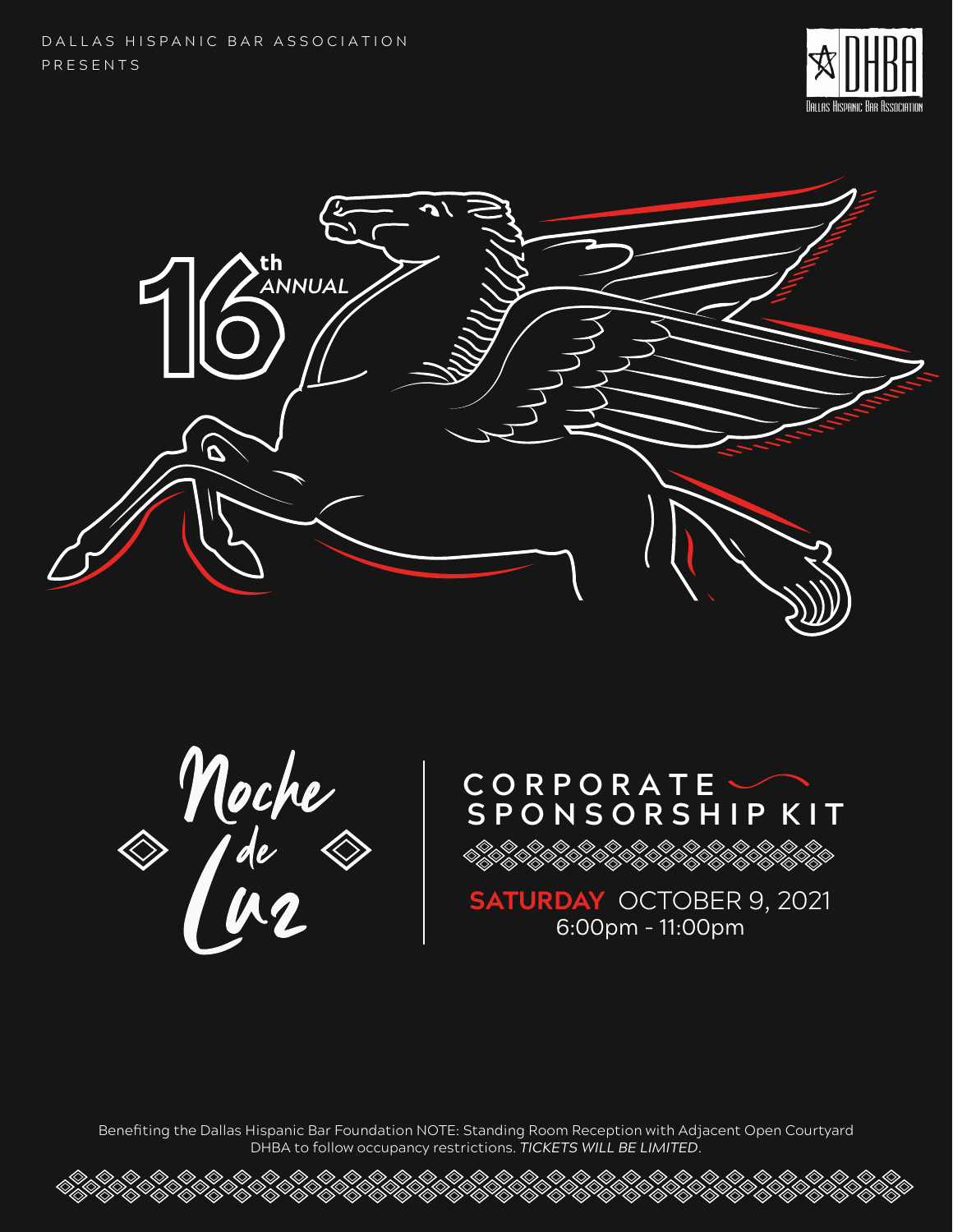DALLAS HISPANIC BAR ASSOCIATION
PRESENTS

DHBA
Dallas Hispanic Bar Association

16th *ANNUAL*

# Noche de Luz

## CORPORATE SPONSORSHIP KIT

**SATURDAY** OCTOBER 9, 2021
6:00pm - 11:00pm

Benefiting the Dallas Hispanic Bar Foundation NOTE: Standing Room Reception with Adjacent Open Courtyard
DHBA to follow occupancy restrictions. *TICKETS WILL BE LIMITED*.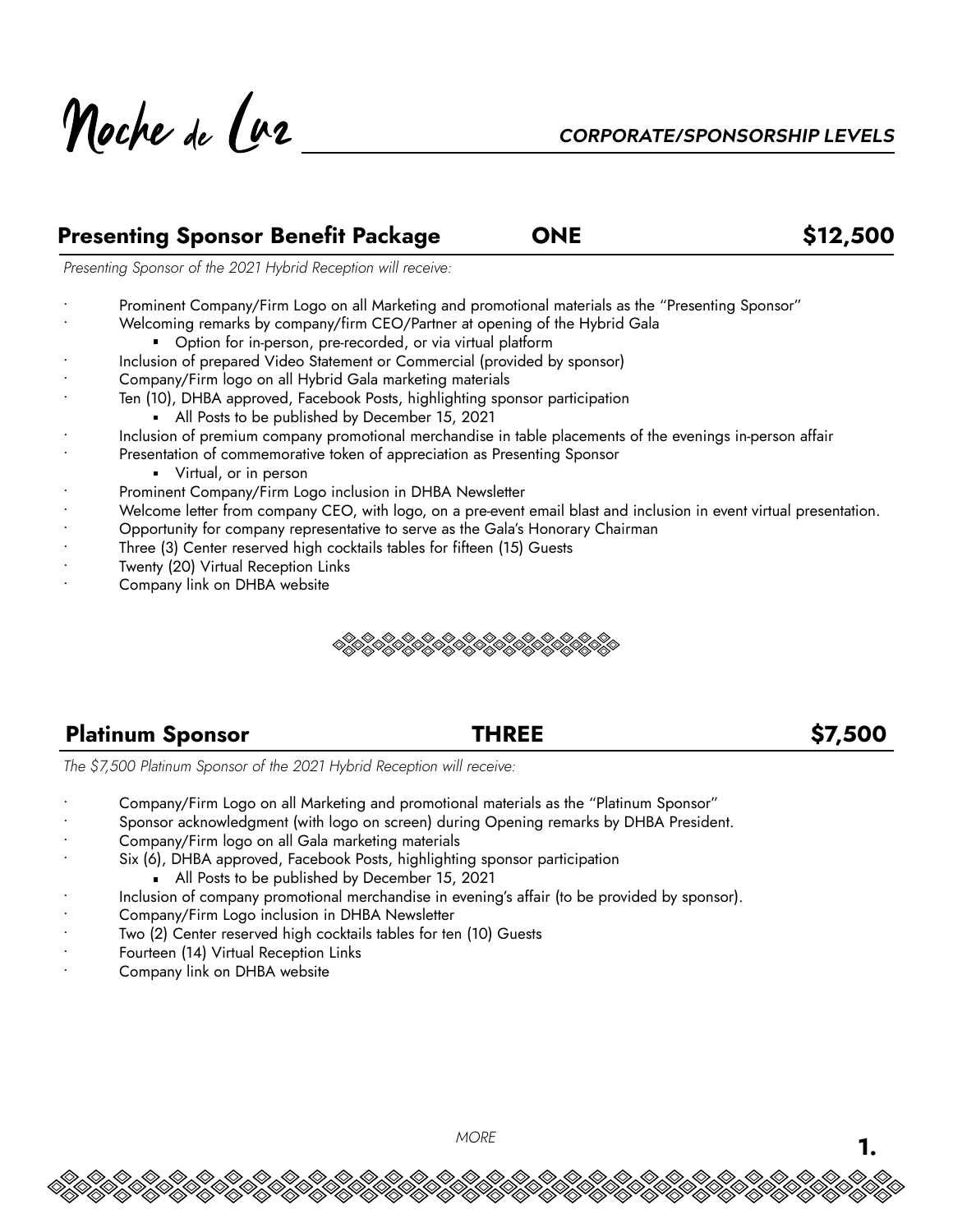# Noche de Luz

*CORPORATE/SPONSORSHIP LEVELS*

## Presenting Sponsor Benefit Package — ONE — $12,500

*Presenting Sponsor of the 2021 Hybrid Reception will receive:*

- Prominent Company/Firm Logo on all Marketing and promotional materials as the "Presenting Sponsor"
- Welcoming remarks by company/firm CEO/Partner at opening of the Hybrid Gala
  - Option for in-person, pre-recorded, or via virtual platform
- Inclusion of prepared Video Statement or Commercial (provided by sponsor)
- Company/Firm logo on all Hybrid Gala marketing materials
- Ten (10), DHBA approved, Facebook Posts, highlighting sponsor participation
  - All Posts to be published by December 15, 2021
- Inclusion of premium company promotional merchandise in table placements of the evenings in-person affair
- Presentation of commemorative token of appreciation as Presenting Sponsor
  - Virtual, or in person
- Prominent Company/Firm Logo inclusion in DHBA Newsletter
- Welcome letter from company CEO, with logo, on a pre-event email blast and inclusion in event virtual presentation.
- Opportunity for company representative to serve as the Gala's Honorary Chairman
- Three (3) Center reserved high cocktails tables for fifteen (15) Guests
- Twenty (20) Virtual Reception Links
- Company link on DHBA website

## Platinum Sponsor — THREE — $7,500

*The $7,500 Platinum Sponsor of the 2021 Hybrid Reception will receive:*

- Company/Firm Logo on all Marketing and promotional materials as the "Platinum Sponsor"
- Sponsor acknowledgment (with logo on screen) during Opening remarks by DHBA President.
- Company/Firm logo on all Gala marketing materials
- Six (6), DHBA approved, Facebook Posts, highlighting sponsor participation
  - All Posts to be published by December 15, 2021
- Inclusion of company promotional merchandise in evening's affair (to be provided by sponsor).
- Company/Firm Logo inclusion in DHBA Newsletter
- Two (2) Center reserved high cocktails tables for ten (10) Guests
- Fourteen (14) Virtual Reception Links
- Company link on DHBA website

*MORE*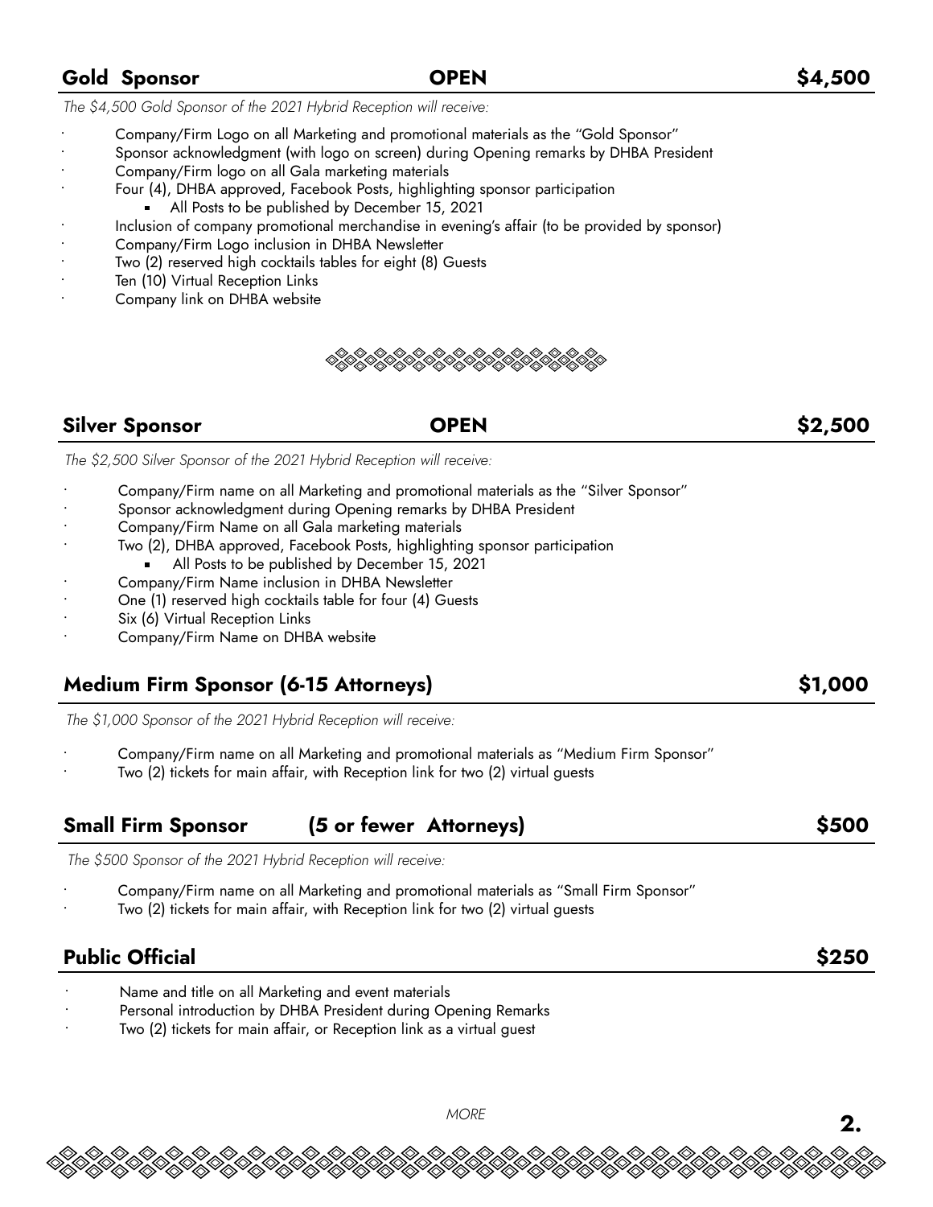## Gold Sponsor — OPEN — $4,500

*The $4,500 Gold Sponsor of the 2021 Hybrid Reception will receive:*

- Company/Firm Logo on all Marketing and promotional materials as the "Gold Sponsor"
- Sponsor acknowledgment (with logo on screen) during Opening remarks by DHBA President
- Company/Firm logo on all Gala marketing materials
- Four (4), DHBA approved, Facebook Posts, highlighting sponsor participation
  - All Posts to be published by December 15, 2021
- Inclusion of company promotional merchandise in evening's affair (to be provided by sponsor)
- Company/Firm Logo inclusion in DHBA Newsletter
- Two (2) reserved high cocktails tables for eight (8) Guests
- Ten (10) Virtual Reception Links
- Company link on DHBA website

## Silver Sponsor — OPEN — $2,500

*The $2,500 Silver Sponsor of the 2021 Hybrid Reception will receive:*

- Company/Firm name on all Marketing and promotional materials as the "Silver Sponsor"
- Sponsor acknowledgment during Opening remarks by DHBA President
- Company/Firm Name on all Gala marketing materials
- Two (2), DHBA approved, Facebook Posts, highlighting sponsor participation
  - All Posts to be published by December 15, 2021
- Company/Firm Name inclusion in DHBA Newsletter
- One (1) reserved high cocktails table for four (4) Guests
- Six (6) Virtual Reception Links
- Company/Firm Name on DHBA website

## Medium Firm Sponsor (6-15 Attorneys) — $1,000

*The $1,000 Sponsor of the 2021 Hybrid Reception will receive:*

- Company/Firm name on all Marketing and promotional materials as "Medium Firm Sponsor"
- Two (2) tickets for main affair, with Reception link for two (2) virtual guests

## Small Firm Sponsor (5 or fewer Attorneys) — $500

*The $500 Sponsor of the 2021 Hybrid Reception will receive:*

- Company/Firm name on all Marketing and promotional materials as "Small Firm Sponsor"
- Two (2) tickets for main affair, with Reception link for two (2) virtual guests

## Public Official — $250

- Name and title on all Marketing and event materials
- Personal introduction by DHBA President during Opening Remarks
- Two (2) tickets for main affair, or Reception link as a virtual guest

*MORE*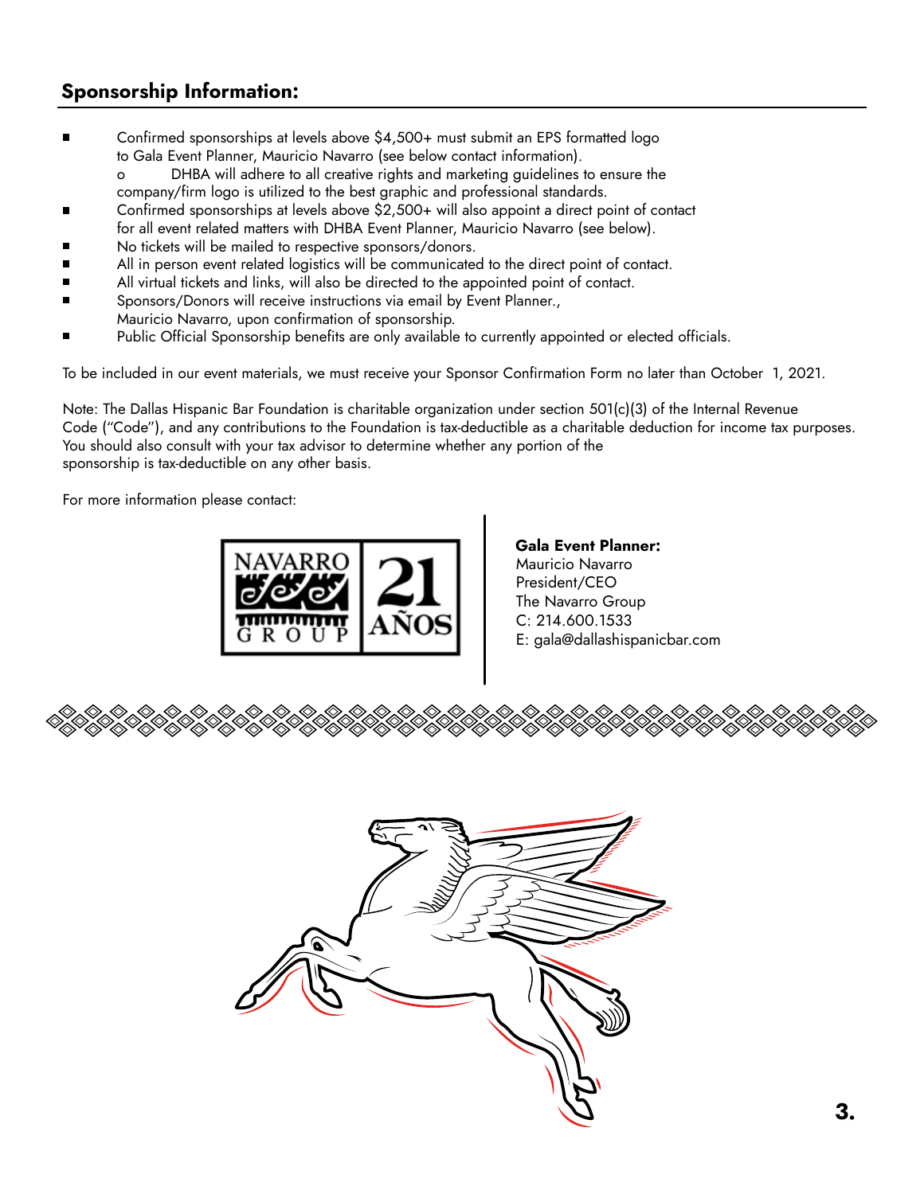## Sponsorship Information:

- Confirmed sponsorships at levels above $4,500+ must submit an EPS formatted logo to Gala Event Planner, Mauricio Navarro (see below contact information).
    - DHBA will adhere to all creative rights and marketing guidelines to ensure the company/firm logo is utilized to the best graphic and professional standards.
- Confirmed sponsorships at levels above $2,500+ will also appoint a direct point of contact for all event related matters with DHBA Event Planner, Mauricio Navarro (see below).
- No tickets will be mailed to respective sponsors/donors.
- All in person event related logistics will be communicated to the direct point of contact.
- All virtual tickets and links, will also be directed to the appointed point of contact.
- Sponsors/Donors will receive instructions via email by Event Planner., Mauricio Navarro, upon confirmation of sponsorship.
- Public Official Sponsorship benefits are only available to currently appointed or elected officials.

To be included in our event materials, we must receive your Sponsor Confirmation Form no later than October 1, 2021.

Note: The Dallas Hispanic Bar Foundation is charitable organization under section 501(c)(3) of the Internal Revenue Code ("Code"), and any contributions to the Foundation is tax-deductible as a charitable deduction for income tax purposes. You should also consult with your tax advisor to determine whether any portion of the sponsorship is tax-deductible on any other basis.

For more information please contact:

NAVARRO GROUP 21 AÑOS

**Gala Event Planner:**
Mauricio Navarro
President/CEO
The Navarro Group
C: 214.600.1533
E: gala@dallashispanicbar.com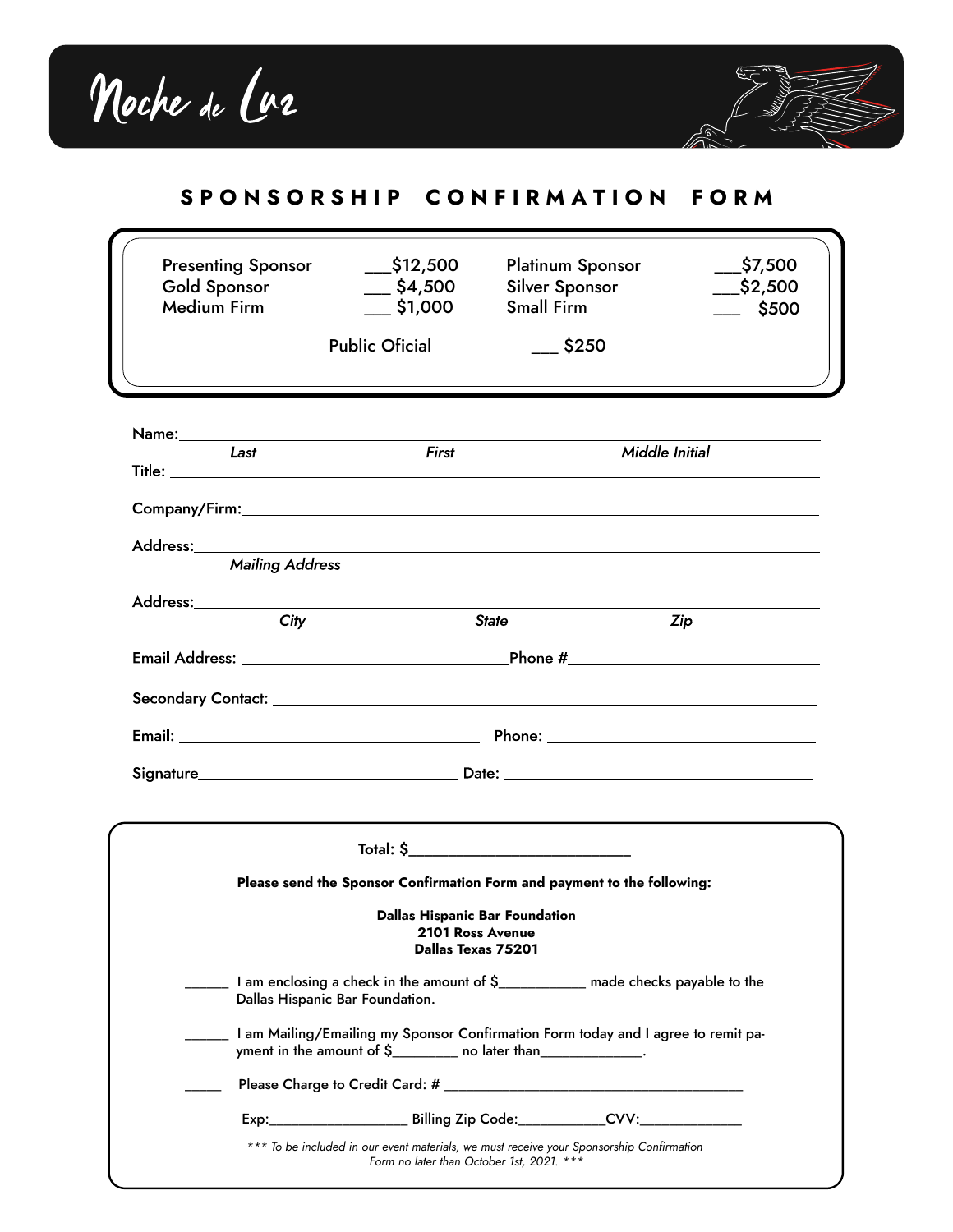# Noche de Luz

## SPONSORSHIP CONFIRMATION FORM

| | | | |
|---|---|---|---|
| Presenting Sponsor | ___$12,500 | Platinum Sponsor | ___$7,500 |
| Gold Sponsor | ___ $4,500 | Silver Sponsor | ___$2,500 |
| Medium Firm | ___ $1,000 | Small Firm | ___ $500 |

Public Oficial ___ $250

Name: ______________________________________________
*Last* *First* *Middle Initial*

Title: ______________________________________________

Company/Firm: ______________________________________________

Address: ______________________________________________
*Mailing Address*

Address: ______________________________________________
*City* *State* *Zip*

Email Address: ____________________ Phone #____________________

Secondary Contact: ______________________________________________

Email: ____________________ Phone: ____________________

Signature____________________ Date: ____________________

Total: $___________________________

**Please send the Sponsor Confirmation Form and payment to the following:**

**Dallas Hispanic Bar Foundation**
**2101 Ross Avenue**
**Dallas Texas 75201**

______ I am enclosing a check in the amount of $___________ made checks payable to the Dallas Hispanic Bar Foundation.

______ I am Mailing/Emailing my Sponsor Confirmation Form today and I agree to remit payment in the amount of $_________ no later than_____________.

_____ Please Charge to Credit Card: # ________________________________________

Exp:__________________ Billing Zip Code:___________CVV:_____________

*\*\*\* To be included in our event materials, we must receive your Sponsorship Confirmation Form no later than October 1st, 2021. \*\*\**